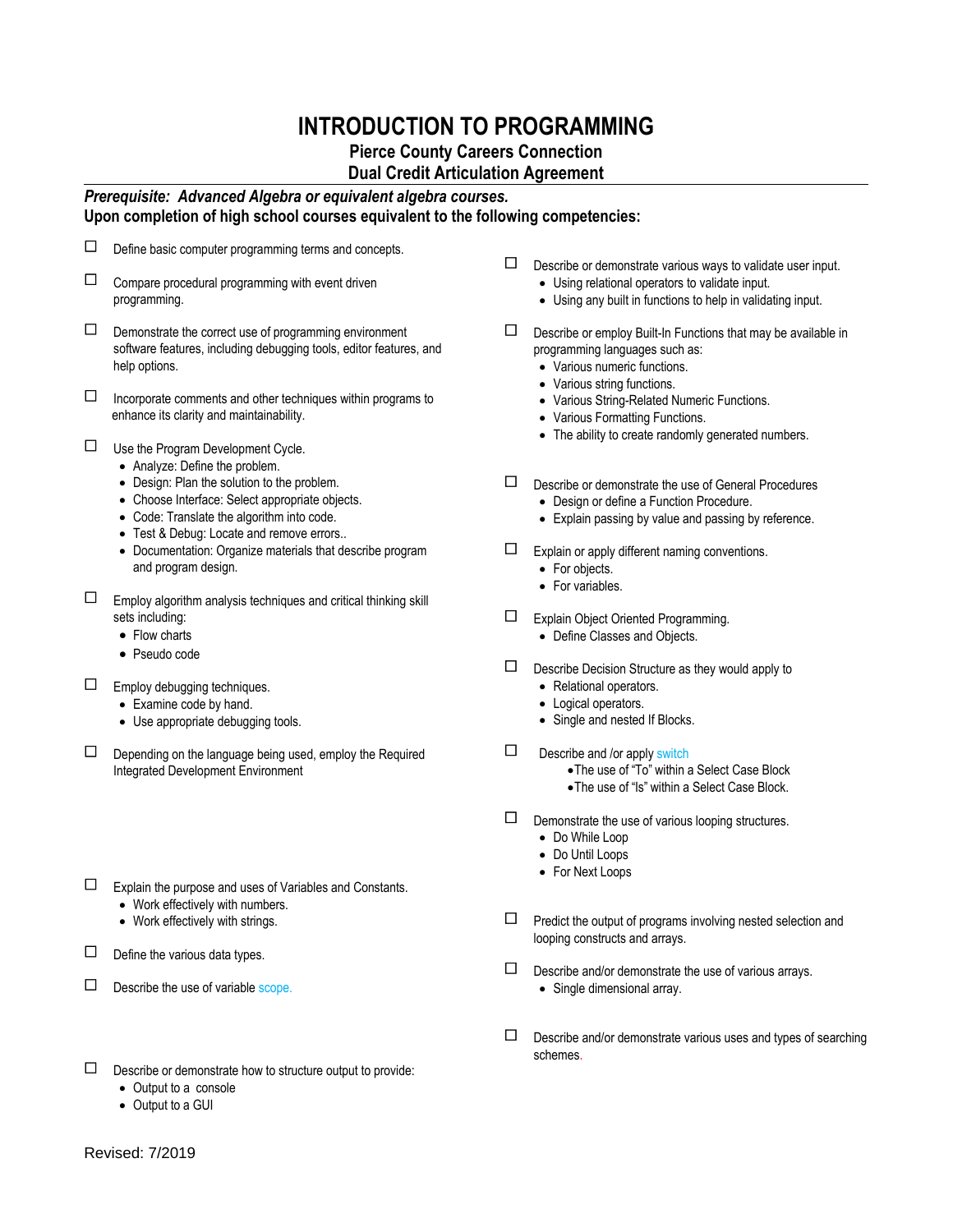# INTRODUCTION TO PROGRAMMING

### Pierce County Careers Connection
### Dual Credit Articulation Agreement

***Prerequisite: Advanced Algebra or equivalent algebra courses.***
**Upon completion of high school courses equivalent to the following competencies:**

- ☐ Define basic computer programming terms and concepts.
- ☐ Compare procedural programming with event driven programming.
- ☐ Demonstrate the correct use of programming environment software features, including debugging tools, editor features, and help options.
- ☐ Incorporate comments and other techniques within programs to enhance its clarity and maintainability.
- ☐ Use the Program Development Cycle.
  - Analyze: Define the problem.
  - Design: Plan the solution to the problem.
  - Choose Interface: Select appropriate objects.
  - Code: Translate the algorithm into code.
  - Test & Debug: Locate and remove errors..
  - Documentation: Organize materials that describe program and program design.
- ☐ Employ algorithm analysis techniques and critical thinking skill sets including:
  - Flow charts
  - Pseudo code
- ☐ Employ debugging techniques.
  - Examine code by hand.
  - Use appropriate debugging tools.
- ☐ Depending on the language being used, employ the Required Integrated Development Environment
- ☐ Explain the purpose and uses of Variables and Constants.
  - Work effectively with numbers.
  - Work effectively with strings.
- ☐ Define the various data types.
- ☐ Describe the use of variable scope.
- ☐ Describe or demonstrate how to structure output to provide:
  - Output to a console
  - Output to a GUI
- ☐ Describe or demonstrate various ways to validate user input.
  - Using relational operators to validate input.
  - Using any built in functions to help in validating input.
- ☐ Describe or employ Built-In Functions that may be available in programming languages such as:
  - Various numeric functions.
  - Various string functions.
  - Various String-Related Numeric Functions.
  - Various Formatting Functions.
  - The ability to create randomly generated numbers.
- ☐ Describe or demonstrate the use of General Procedures
  - Design or define a Function Procedure.
  - Explain passing by value and passing by reference.
- ☐ Explain or apply different naming conventions.
  - For objects.
  - For variables.
- ☐ Explain Object Oriented Programming.
  - Define Classes and Objects.
- ☐ Describe Decision Structure as they would apply to
  - Relational operators.
  - Logical operators.
  - Single and nested If Blocks.
- ☐ Describe and /or apply switch
  - The use of "To" within a Select Case Block
  - The use of "Is" within a Select Case Block.
- ☐ Demonstrate the use of various looping structures.
  - Do While Loop
  - Do Until Loops
  - For Next Loops
- ☐ Predict the output of programs involving nested selection and looping constructs and arrays.
- ☐ Describe and/or demonstrate the use of various arrays.
  - Single dimensional array.
- ☐ Describe and/or demonstrate various uses and types of searching schemes.

Revised: 7/2019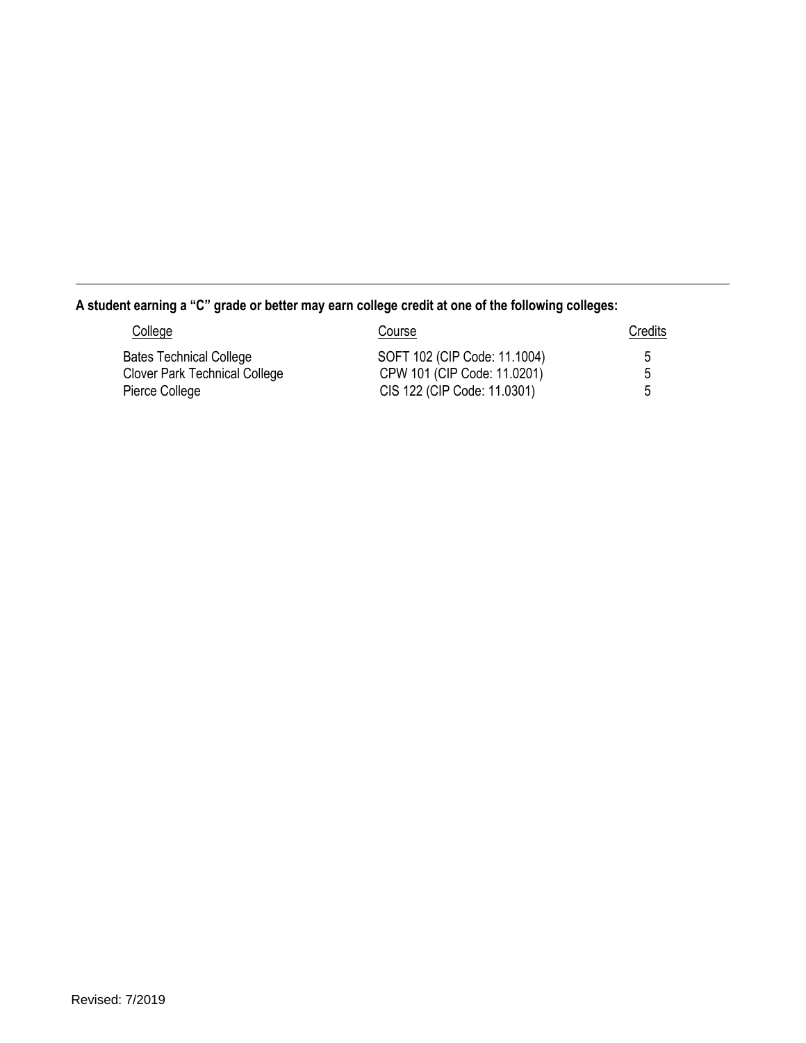---

**A student earning a "C" grade or better may earn college credit at one of the following colleges:**

| College | Course | Credits |
| --- | --- | --- |
| Bates Technical College | SOFT 102 (CIP Code: 11.1004) | 5 |
| Clover Park Technical College | CPW 101 (CIP Code: 11.0201) | 5 |
| Pierce College | CIS 122 (CIP Code: 11.0301) | 5 |

Revised: 7/2019